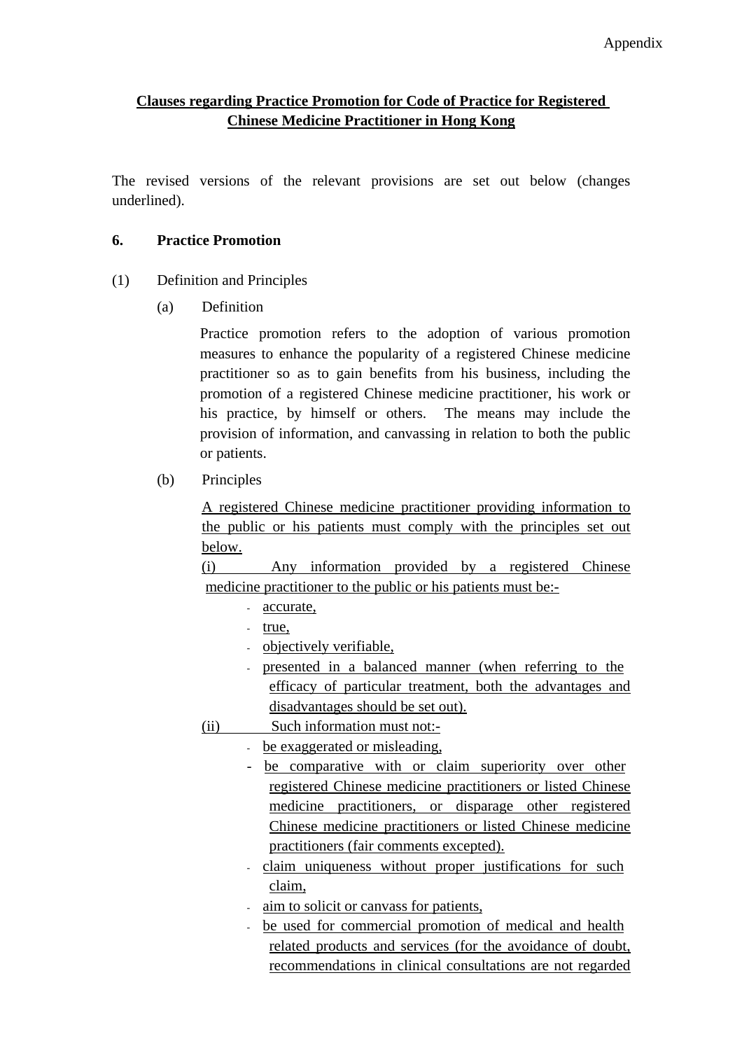Appendix

**<u>Clauses regarding Practice Promotion for Code of Practice for Registered Chinese Medicine Practitioner in Hong Kong</u>**

The revised versions of the relevant provisions are set out below (changes underlined).

**6. Practice Promotion**

(1) Definition and Principles

(a) Definition

Practice promotion refers to the adoption of various promotion measures to enhance the popularity of a registered Chinese medicine practitioner so as to gain benefits from his business, including the promotion of a registered Chinese medicine practitioner, his work or his practice, by himself or others. The means may include the provision of information, and canvassing in relation to both the public or patients.

(b) Principles

<u>A registered Chinese medicine practitioner providing information to the public or his patients must comply with the principles set out below.</u>

<u>(i) Any information provided by a registered Chinese medicine practitioner to the public or his patients must be:-</u>

- <u>accurate,</u>
- <u>true,</u>
- <u>objectively verifiable,</u>
- <u>presented in a balanced manner (when referring to the efficacy of particular treatment, both the advantages and disadvantages should be set out).</u>

<u>(ii) Such information must not:-</u>

- <u>be exaggerated or misleading,</u>
- <u>be comparative with or claim superiority over other registered Chinese medicine practitioners or listed Chinese medicine practitioners, or disparage other registered Chinese medicine practitioners or listed Chinese medicine practitioners (fair comments excepted).</u>
- <u>claim uniqueness without proper justifications for such claim,</u>
- <u>aim to solicit or canvass for patients,</u>
- <u>be used for commercial promotion of medical and health related products and services (for the avoidance of doubt, recommendations in clinical consultations are not regarded</u>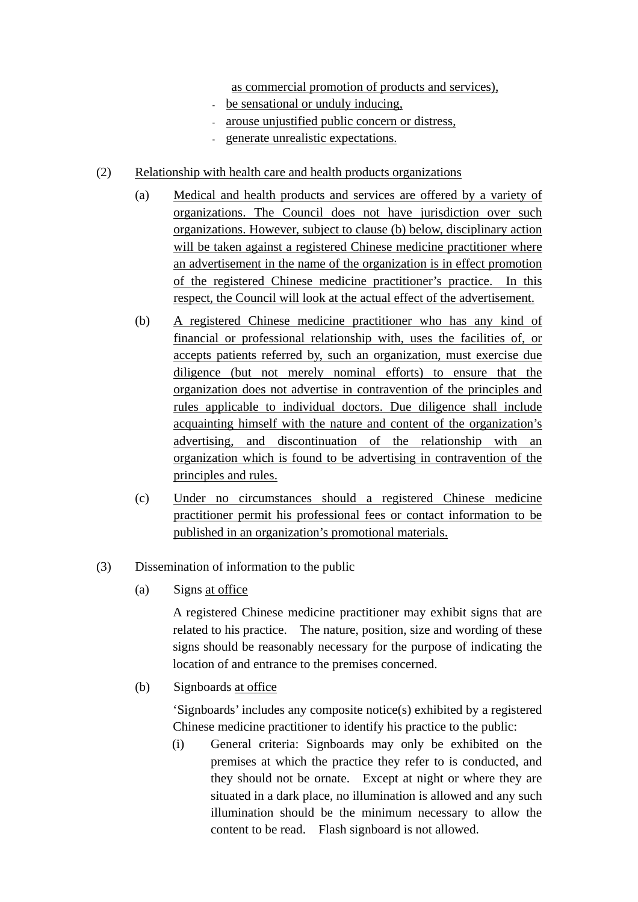as commercial promotion of products and services),

- be sensational or unduly inducing,
- arouse unjustified public concern or distress,
- generate unrealistic expectations.

(2) Relationship with health care and health products organizations

(a) Medical and health products and services are offered by a variety of organizations. The Council does not have jurisdiction over such organizations. However, subject to clause (b) below, disciplinary action will be taken against a registered Chinese medicine practitioner where an advertisement in the name of the organization is in effect promotion of the registered Chinese medicine practitioner's practice. In this respect, the Council will look at the actual effect of the advertisement.

(b) A registered Chinese medicine practitioner who has any kind of financial or professional relationship with, uses the facilities of, or accepts patients referred by, such an organization, must exercise due diligence (but not merely nominal efforts) to ensure that the organization does not advertise in contravention of the principles and rules applicable to individual doctors. Due diligence shall include acquainting himself with the nature and content of the organization's advertising, and discontinuation of the relationship with an organization which is found to be advertising in contravention of the principles and rules.

(c) Under no circumstances should a registered Chinese medicine practitioner permit his professional fees or contact information to be published in an organization's promotional materials.

(3) Dissemination of information to the public

(a) Signs at office

A registered Chinese medicine practitioner may exhibit signs that are related to his practice. The nature, position, size and wording of these signs should be reasonably necessary for the purpose of indicating the location of and entrance to the premises concerned.

(b) Signboards at office

'Signboards' includes any composite notice(s) exhibited by a registered Chinese medicine practitioner to identify his practice to the public:

(i) General criteria: Signboards may only be exhibited on the premises at which the practice they refer to is conducted, and they should not be ornate. Except at night or where they are situated in a dark place, no illumination is allowed and any such illumination should be the minimum necessary to allow the content to be read. Flash signboard is not allowed.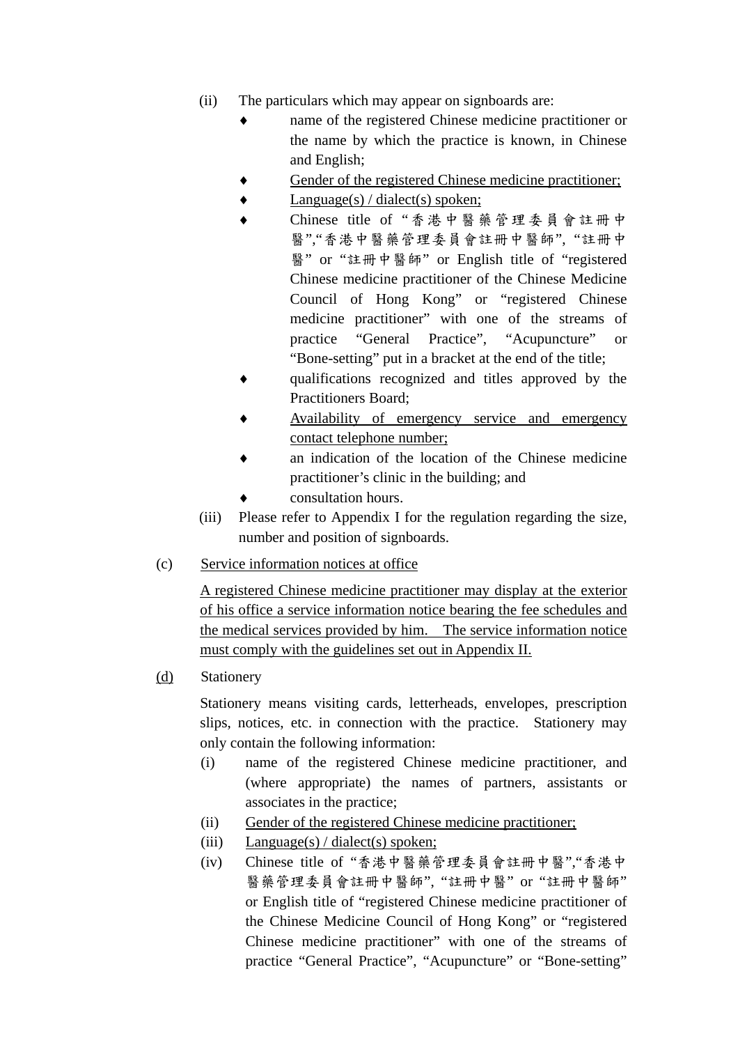(ii) The particulars which may appear on signboards are:

- name of the registered Chinese medicine practitioner or the name by which the practice is known, in Chinese and English;
- <u>Gender of the registered Chinese medicine practitioner;</u>
- <u>Language(s) / dialect(s) spoken;</u>
- Chinese title of "香港中醫藥管理委員會註冊中醫","香港中醫藥管理委員會註冊中醫師", "註冊中醫" or "註冊中醫師" or English title of "registered Chinese medicine practitioner of the Chinese Medicine Council of Hong Kong" or "registered Chinese medicine practitioner" with one of the streams of practice "General Practice", "Acupuncture" or "Bone-setting" put in a bracket at the end of the title;
- qualifications recognized and titles approved by the Practitioners Board;
- <u>Availability of emergency service and emergency contact telephone number;</u>
- an indication of the location of the Chinese medicine practitioner's clinic in the building; and
- consultation hours.

(iii) Please refer to Appendix I for the regulation regarding the size, number and position of signboards.

(c) <u>Service information notices at office</u>

<u>A registered Chinese medicine practitioner may display at the exterior of his office a service information notice bearing the fee schedules and the medical services provided by him. The service information notice must comply with the guidelines set out in Appendix II.</u>

<u>(d)</u> Stationery

Stationery means visiting cards, letterheads, envelopes, prescription slips, notices, etc. in connection with the practice. Stationery may only contain the following information:

(i) name of the registered Chinese medicine practitioner, and (where appropriate) the names of partners, assistants or associates in the practice;

(ii) <u>Gender of the registered Chinese medicine practitioner;</u>

(iii) <u>Language(s) / dialect(s) spoken;</u>

(iv) Chinese title of "香港中醫藥管理委員會註冊中醫","香港中醫藥管理委員會註冊中醫師", "註冊中醫" or "註冊中醫師" or English title of "registered Chinese medicine practitioner of the Chinese Medicine Council of Hong Kong" or "registered Chinese medicine practitioner" with one of the streams of practice "General Practice", "Acupuncture" or "Bone-setting"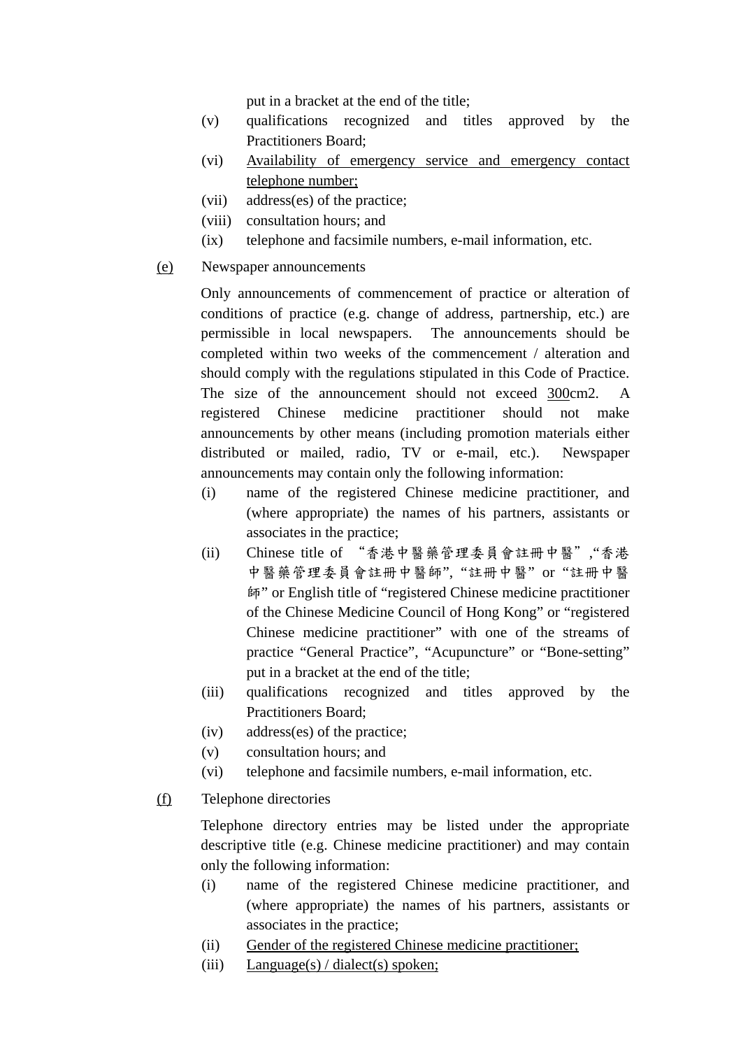put in a bracket at the end of the title;

(v) qualifications recognized and titles approved by the Practitioners Board;

(vi) <u>Availability of emergency service and emergency contact telephone number;</u>

(vii) address(es) of the practice;

(viii) consultation hours; and

(ix) telephone and facsimile numbers, e-mail information, etc.

<u>(e)</u> Newspaper announcements

Only announcements of commencement of practice or alteration of conditions of practice (e.g. change of address, partnership, etc.) are permissible in local newspapers. The announcements should be completed within two weeks of the commencement / alteration and should comply with the regulations stipulated in this Code of Practice. The size of the announcement should not exceed <u>300</u>cm2. A registered Chinese medicine practitioner should not make announcements by other means (including promotion materials either distributed or mailed, radio, TV or e-mail, etc.). Newspaper announcements may contain only the following information:

(i) name of the registered Chinese medicine practitioner, and (where appropriate) the names of his partners, assistants or associates in the practice;

(ii) Chinese title of “香港中醫藥管理委員會註冊中醫”,“香港中醫藥管理委員會註冊中醫師”, “註冊中醫” or “註冊中醫師” or English title of “registered Chinese medicine practitioner of the Chinese Medicine Council of Hong Kong” or “registered Chinese medicine practitioner” with one of the streams of practice “General Practice”, “Acupuncture” or “Bone-setting” put in a bracket at the end of the title;

(iii) qualifications recognized and titles approved by the Practitioners Board;

(iv) address(es) of the practice;

(v) consultation hours; and

(vi) telephone and facsimile numbers, e-mail information, etc.

<u>(f)</u> Telephone directories

Telephone directory entries may be listed under the appropriate descriptive title (e.g. Chinese medicine practitioner) and may contain only the following information:

(i) name of the registered Chinese medicine practitioner, and (where appropriate) the names of his partners, assistants or associates in the practice;

(ii) <u>Gender of the registered Chinese medicine practitioner;</u>

(iii) <u>Language(s) / dialect(s) spoken;</u>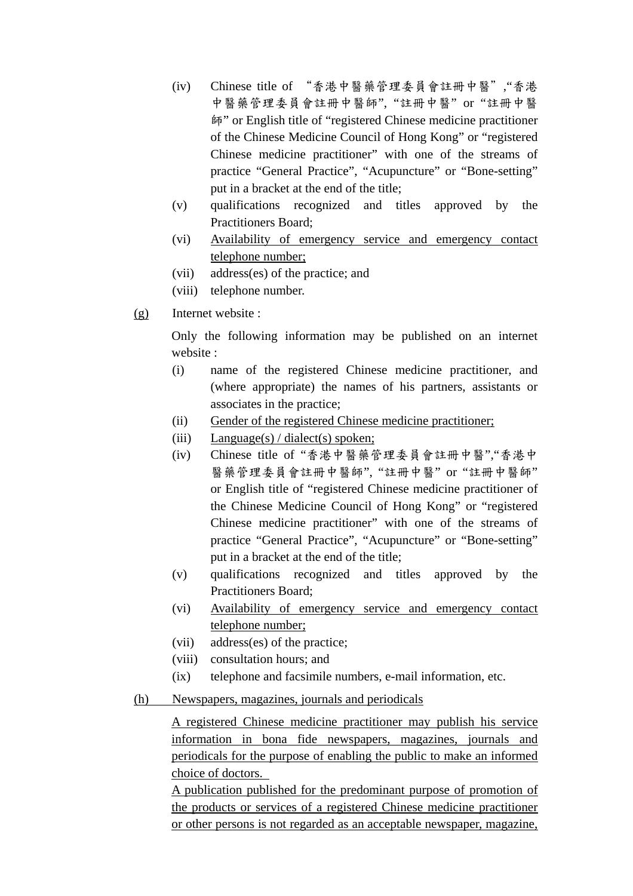(iv) Chinese title of "香港中醫藥管理委員會註冊中醫","香港中醫藥管理委員會註冊中醫師", "註冊中醫" or "註冊中醫師" or English title of "registered Chinese medicine practitioner of the Chinese Medicine Council of Hong Kong" or "registered Chinese medicine practitioner" with one of the streams of practice "General Practice", "Acupuncture" or "Bone-setting" put in a bracket at the end of the title;

(v) qualifications recognized and titles approved by the Practitioners Board;

(vi) <u>Availability of emergency service and emergency contact telephone number;</u>

(vii) address(es) of the practice; and

(viii) telephone number.

<u>(g)</u> Internet website :

Only the following information may be published on an internet website :

(i) name of the registered Chinese medicine practitioner, and (where appropriate) the names of his partners, assistants or associates in the practice;

(ii) <u>Gender of the registered Chinese medicine practitioner;</u>

(iii) <u>Language(s) / dialect(s) spoken;</u>

(iv) Chinese title of "香港中醫藥管理委員會註冊中醫","香港中醫藥管理委員會註冊中醫師", "註冊中醫" or "註冊中醫師" or English title of "registered Chinese medicine practitioner of the Chinese Medicine Council of Hong Kong" or "registered Chinese medicine practitioner" with one of the streams of practice "General Practice", "Acupuncture" or "Bone-setting" put in a bracket at the end of the title;

(v) qualifications recognized and titles approved by the Practitioners Board;

(vi) <u>Availability of emergency service and emergency contact telephone number;</u>

(vii) address(es) of the practice;

(viii) consultation hours; and

(ix) telephone and facsimile numbers, e-mail information, etc.

<u>(h) Newspapers, magazines, journals and periodicals</u>

<u>A registered Chinese medicine practitioner may publish his service information in bona fide newspapers, magazines, journals and periodicals for the purpose of enabling the public to make an informed choice of doctors.</u>

<u>A publication published for the predominant purpose of promotion of the products or services of a registered Chinese medicine practitioner or other persons is not regarded as an acceptable newspaper, magazine,</u>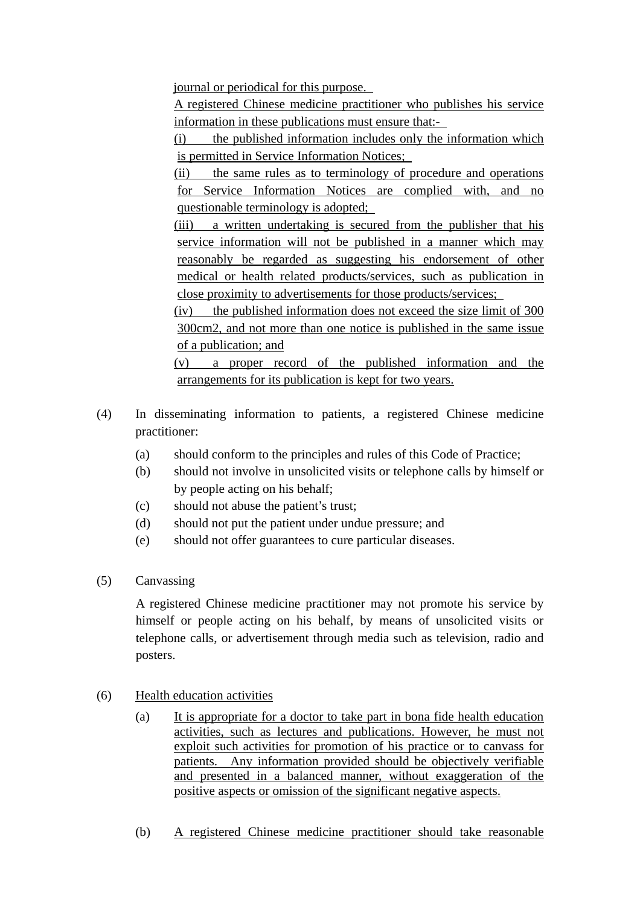journal or periodical for this purpose.

A registered Chinese medicine practitioner who publishes his service information in these publications must ensure that:-

(i) the published information includes only the information which is permitted in Service Information Notices;

(ii) the same rules as to terminology of procedure and operations for Service Information Notices are complied with, and no questionable terminology is adopted;

(iii) a written undertaking is secured from the publisher that his service information will not be published in a manner which may reasonably be regarded as suggesting his endorsement of other medical or health related products/services, such as publication in close proximity to advertisements for those products/services;

(iv) the published information does not exceed the size limit of 300 300cm2, and not more than one notice is published in the same issue of a publication; and

(v) a proper record of the published information and the arrangements for its publication is kept for two years.

(4) In disseminating information to patients, a registered Chinese medicine practitioner:

- (a) should conform to the principles and rules of this Code of Practice;
- (b) should not involve in unsolicited visits or telephone calls by himself or by people acting on his behalf;
- (c) should not abuse the patient's trust;
- (d) should not put the patient under undue pressure; and
- (e) should not offer guarantees to cure particular diseases.

(5) Canvassing

A registered Chinese medicine practitioner may not promote his service by himself or people acting on his behalf, by means of unsolicited visits or telephone calls, or advertisement through media such as television, radio and posters.

(6) Health education activities

(a) It is appropriate for a doctor to take part in bona fide health education activities, such as lectures and publications. However, he must not exploit such activities for promotion of his practice or to canvass for patients. Any information provided should be objectively verifiable and presented in a balanced manner, without exaggeration of the positive aspects or omission of the significant negative aspects.

(b) A registered Chinese medicine practitioner should take reasonable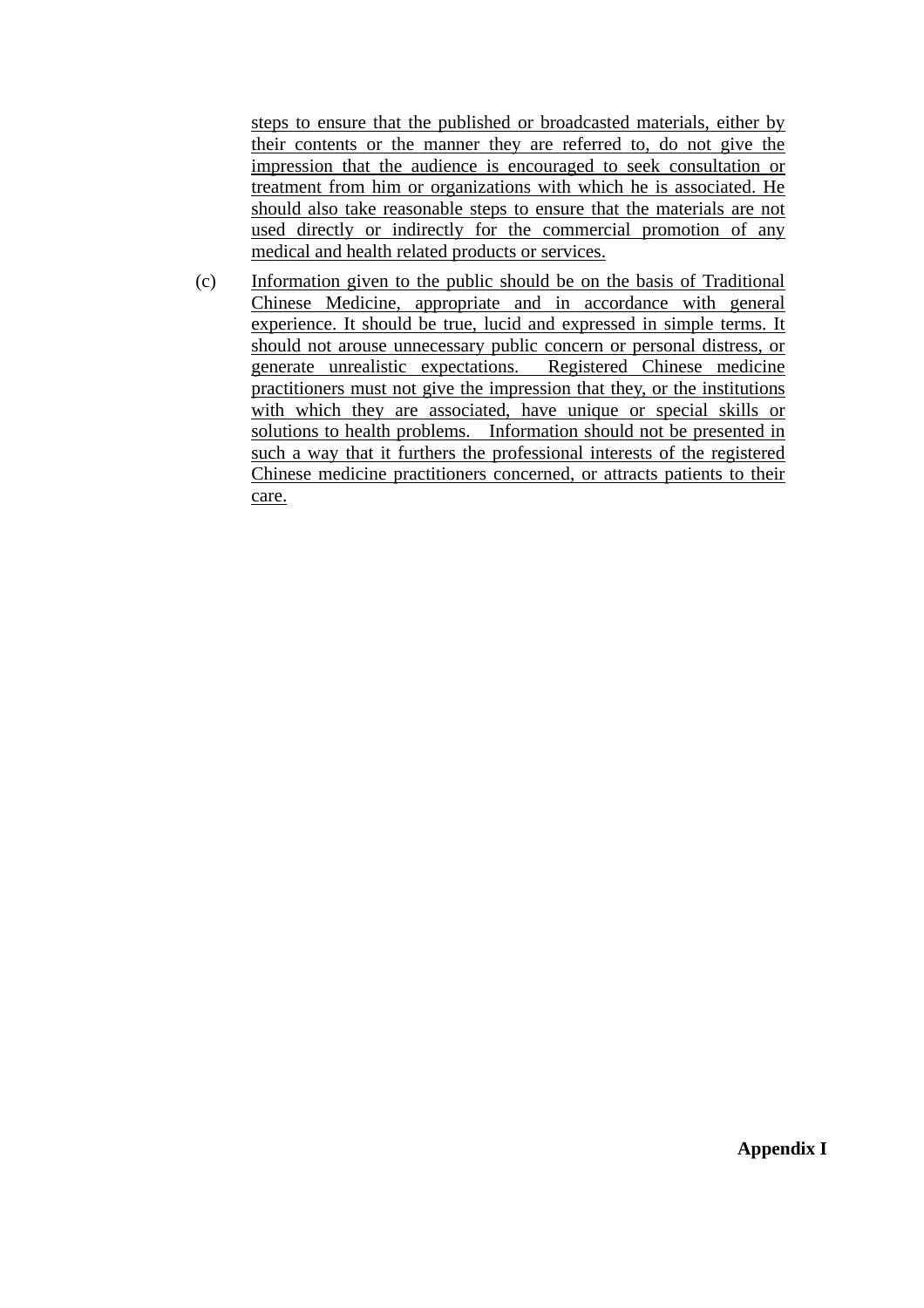steps to ensure that the published or broadcasted materials, either by their contents or the manner they are referred to, do not give the impression that the audience is encouraged to seek consultation or treatment from him or organizations with which he is associated. He should also take reasonable steps to ensure that the materials are not used directly or indirectly for the commercial promotion of any medical and health related products or services.

(c) Information given to the public should be on the basis of Traditional Chinese Medicine, appropriate and in accordance with general experience. It should be true, lucid and expressed in simple terms. It should not arouse unnecessary public concern or personal distress, or generate unrealistic expectations. Registered Chinese medicine practitioners must not give the impression that they, or the institutions with which they are associated, have unique or special skills or solutions to health problems. Information should not be presented in such a way that it furthers the professional interests of the registered Chinese medicine practitioners concerned, or attracts patients to their care.

**Appendix I**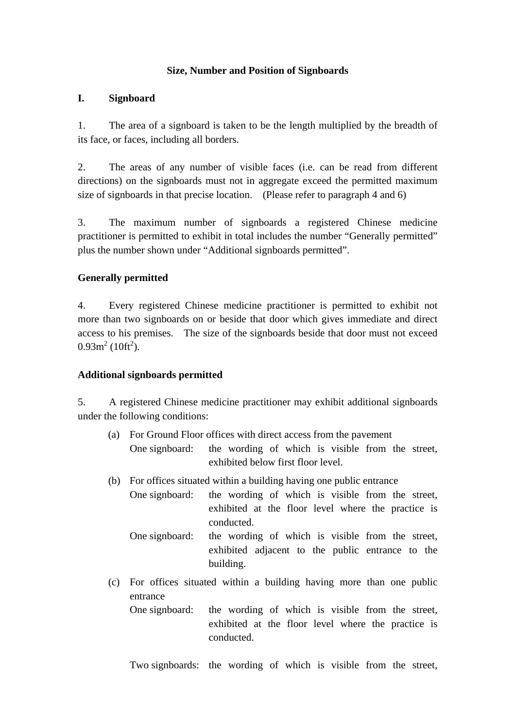## Size, Number and Position of Signboards

### I. Signboard

1. The area of a signboard is taken to be the length multiplied by the breadth of its face, or faces, including all borders.

2. The areas of any number of visible faces (i.e. can be read from different directions) on the signboards must not in aggregate exceed the permitted maximum size of signboards in that precise location. (Please refer to paragraph 4 and 6)

3. The maximum number of signboards a registered Chinese medicine practitioner is permitted to exhibit in total includes the number "Generally permitted" plus the number shown under "Additional signboards permitted".

**Generally permitted**

4. Every registered Chinese medicine practitioner is permitted to exhibit not more than two signboards on or beside that door which gives immediate and direct access to his premises. The size of the signboards beside that door must not exceed $0.93m^2$ ($10ft^2$).

**Additional signboards permitted**

5. A registered Chinese medicine practitioner may exhibit additional signboards under the following conditions:

(a) For Ground Floor offices with direct access from the pavement

One signboard: the wording of which is visible from the street, exhibited below first floor level.

(b) For offices situated within a building having one public entrance

One signboard: the wording of which is visible from the street, exhibited at the floor level where the practice is conducted.

One signboard: the wording of which is visible from the street, exhibited adjacent to the public entrance to the building.

(c) For offices situated within a building having more than one public entrance

One signboard: the wording of which is visible from the street, exhibited at the floor level where the practice is conducted.

Two signboards: the wording of which is visible from the street,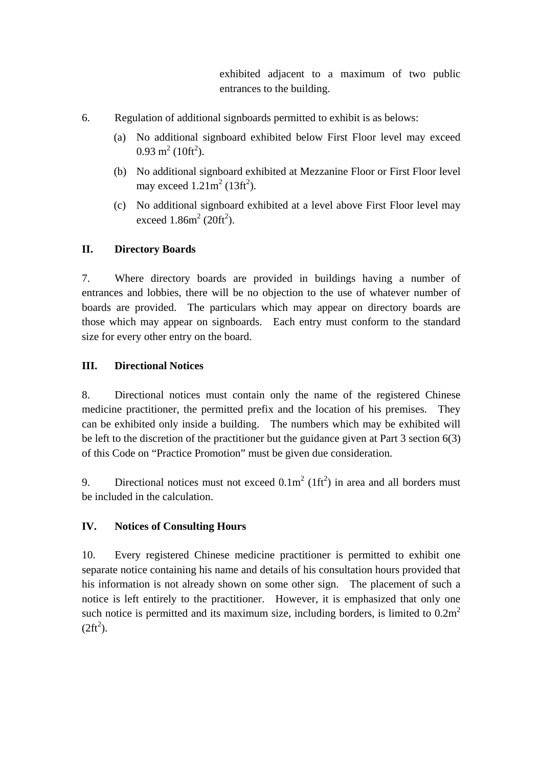exhibited adjacent to a maximum of two public entrances to the building.

6. Regulation of additional signboards permitted to exhibit is as belows:

(a) No additional signboard exhibited below First Floor level may exceed 0.93 $m^2$ (10$ft^2$).

(b) No additional signboard exhibited at Mezzanine Floor or First Floor level may exceed 1.21$m^2$ (13$ft^2$).

(c) No additional signboard exhibited at a level above First Floor level may exceed 1.86$m^2$ (20$ft^2$).

**II. Directory Boards**

7. Where directory boards are provided in buildings having a number of entrances and lobbies, there will be no objection to the use of whatever number of boards are provided. The particulars which may appear on directory boards are those which may appear on signboards. Each entry must conform to the standard size for every other entry on the board.

**III. Directional Notices**

8. Directional notices must contain only the name of the registered Chinese medicine practitioner, the permitted prefix and the location of his premises. They can be exhibited only inside a building. The numbers which may be exhibited will be left to the discretion of the practitioner but the guidance given at Part 3 section 6(3) of this Code on "Practice Promotion" must be given due consideration.

9. Directional notices must not exceed 0.1$m^2$ (1$ft^2$) in area and all borders must be included in the calculation.

**IV. Notices of Consulting Hours**

10. Every registered Chinese medicine practitioner is permitted to exhibit one separate notice containing his name and details of his consultation hours provided that his information is not already shown on some other sign. The placement of such a notice is left entirely to the practitioner. However, it is emphasized that only one such notice is permitted and its maximum size, including borders, is limited to 0.2$m^2$ (2$ft^2$).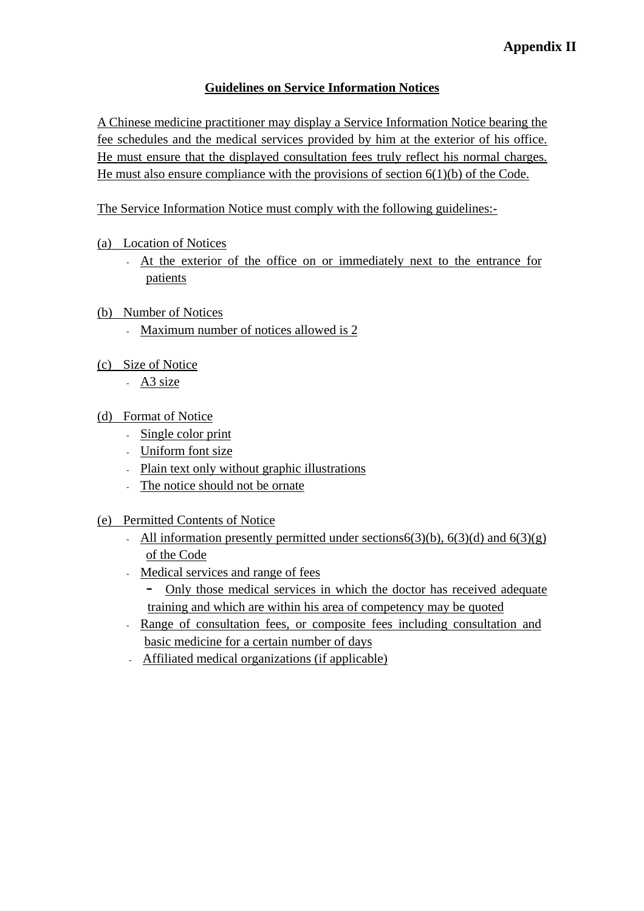**Appendix II**

## Guidelines on Service Information Notices

A Chinese medicine practitioner may display a Service Information Notice bearing the fee schedules and the medical services provided by him at the exterior of his office. He must ensure that the displayed consultation fees truly reflect his normal charges. He must also ensure compliance with the provisions of section 6(1)(b) of the Code.

The Service Information Notice must comply with the following guidelines:-

(a) Location of Notices

- At the exterior of the office on or immediately next to the entrance for patients

(b) Number of Notices

- Maximum number of notices allowed is 2

(c) Size of Notice

- A3 size

(d) Format of Notice

- Single color print
- Uniform font size
- Plain text only without graphic illustrations
- The notice should not be ornate

(e) Permitted Contents of Notice

- All information presently permitted under sections6(3)(b), 6(3)(d) and 6(3)(g) of the Code
- Medical services and range of fees
  - Only those medical services in which the doctor has received adequate training and which are within his area of competency may be quoted
- Range of consultation fees, or composite fees including consultation and basic medicine for a certain number of days
- Affiliated medical organizations (if applicable)